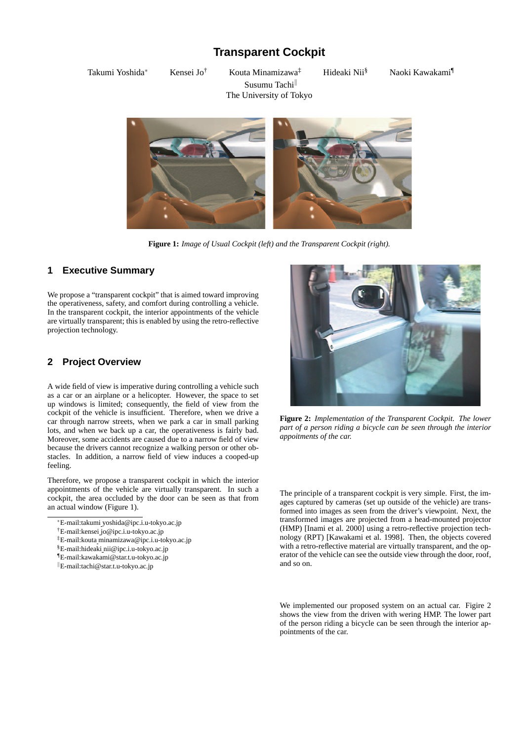# Transparent Cockpit

Takumi Yoshida[*] Kensei Jo[†] Kouta Minamizawa[‡] Hideaki Nii[§] Naoki Kawakami[¶] Susumu Tachi[‖]
The University of Tokyo

**Figure 1:** *Image of Usual Cockpit (left) and the Transparent Cockpit (right).*

## 1 Executive Summary

We propose a "transparent cockpit" that is aimed toward improving the operativeness, safety, and comfort during controlling a vehicle. In the transparent cockpit, the interior appointments of the vehicle are virtually transparent; this is enabled by using the retro-reflective projection technology.

## 2 Project Overview

A wide field of view is imperative during controlling a vehicle such as a car or an airplane or a helicopter. However, the space to set up windows is limited; consequently, the field of view from the cockpit of the vehicle is insufficient. Therefore, when we drive a car through narrow streets, when we park a car in small parking lots, and when we back up a car, the operativeness is fairly bad. Moreover, some accidents are caused due to a narrow field of view because the drivers cannot recognize a walking person or other obstacles. In addition, a narrow field of view induces a cooped-up feeling.

Therefore, we propose a transparent cockpit in which the interior appointments of the vehicle are virtually transparent. In such a cockpit, the area occluded by the door can be seen as that from an actual window (Figure 1).

[*]E-mail:takumi_yoshida@ipc.i.u-tokyo.ac.jp
[†]E-mail:kensei_jo@ipc.i.u-tokyo.ac.jp
[‡]E-mail:kouta_minamizawa@ipc.i.u-tokyo.ac.jp
[§]E-mail:hideaki_nii@ipc.i.u-tokyo.ac.jp
[¶]E-mail:kawakami@star.t.u-tokyo.ac.jp
[‖]E-mail:tachi@star.t.u-tokyo.ac.jp

**Figure 2:** *Implementation of the Transparent Cockpit. The lower part of a person riding a bicycle can be seen through the interior appointments of the car.*

The principle of a transparent cockpit is very simple. First, the images captured by cameras (set up outside of the vehicle) are transformed into images as seen from the driver's viewpoint. Next, the transformed images are projected from a head-mounted projector (HMP) [Inami et al. 2000] using a retro-reflective projection technology (RPT) [Kawakami et al. 1998]. Then, the objects covered with a retro-reflective material are virtually transparent, and the operator of the vehicle can see the outside view through the door, roof, and so on.

We implemented our proposed system on an actual car. Figire 2 shows the view from the driven with wering HMP. The lower part of the person riding a bicycle can be seen through the interior appointments of the car.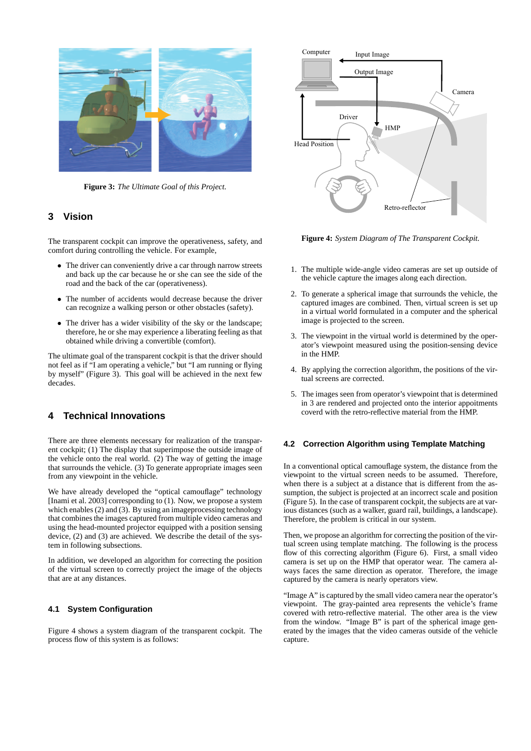Figure 3: *The Ultimate Goal of this Project.*

## 3 Vision

The transparent cockpit can improve the operativeness, safety, and comfort during controlling the vehicle. For example,

- The driver can conveniently drive a car through narrow streets and back up the car because he or she can see the side of the road and the back of the car (operativeness).
- The number of accidents would decrease because the driver can recognize a walking person or other obstacles (safety).
- The driver has a wider visibility of the sky or the landscape; therefore, he or she may experience a liberating feeling as that obtained while driving a convertible (comfort).

The ultimate goal of the transparent cockpit is that the driver should not feel as if "I am operating a vehicle," but "I am running or flying by myself" (Figure 3). This goal will be achieved in the next few decades.

## 4 Technical Innovations

There are three elements necessary for realization of the transparent cockpit; (1) The display that superimpose the outside image of the vehicle onto the real world. (2) The way of getting the image that surrounds the vehicle. (3) To generate appropriate images seen from any viewpoint in the vehicle.

We have already developed the "optical camouflage" technology [Inami et al. 2003] corresponding to (1). Now, we propose a system which enables (2) and (3). By using an imageprocessing technology that combines the images captured from multiple video cameras and using the head-mounted projector equipped with a position sensing device, (2) and (3) are achieved. We describe the detail of the system in following subsections.

In addition, we developed an algorithm for correcting the position of the virtual screen to correctly project the image of the objects that are at any distances.

### 4.1 System Configuration

Figure 4 shows a system diagram of the transparent cockpit. The process flow of this system is as follows:

Figure 4: *System Diagram of The Transparent Cockpit.*

1. The multiple wide-angle video cameras are set up outside of the vehicle capture the images along each direction.
2. To generate a spherical image that surrounds the vehicle, the captured images are combined. Then, virtual screen is set up in a virtual world formulated in a computer and the spherical image is projected to the screen.
3. The viewpoint in the virtual world is determined by the operator's viewpoint measured using the position-sensing device in the HMP.
4. By applying the correction algorithm, the positions of the virtual screens are corrected.
5. The images seen from operator's viewpoint that is determined in 3 are rendered and projected onto the interior appointments coverd with the retro-reflective material from the HMP.

### 4.2 Correction Algorithm using Template Matching

In a conventional optical camouflage system, the distance from the viewpoint to the virtual screen needs to be assumed. Therefore, when there is a subject at a distance that is different from the assumption, the subject is projected at an incorrect scale and position (Figure 5). In the case of transparent cockpit, the subjects are at various distances (such as a walker, guard rail, buildings, a landscape). Therefore, the problem is critical in our system.

Then, we propose an algorithm for correcting the position of the virtual screen using template matching. The following is the process flow of this correcting algorithm (Figure 6). First, a small video camera is set up on the HMP that operator wear. The camera always faces the same direction as operator. Therefore, the image captured by the camera is nearly operators view.

"Image A" is captured by the small video camera near the operator's viewpoint. The gray-painted area represents the vehicle's frame covered with retro-reflective material. The other area is the view from the window. "Image B" is part of the spherical image generated by the images that the video cameras outside of the vehicle capture.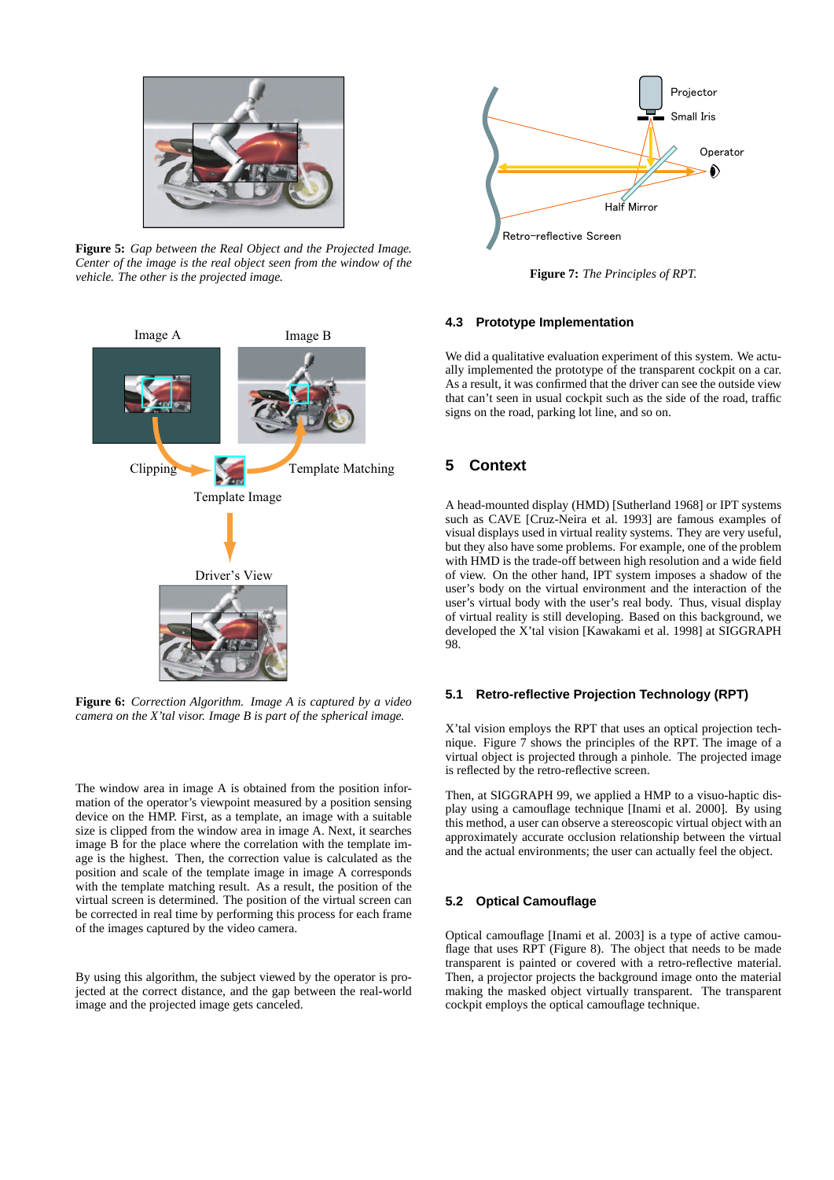**Figure 5:** *Gap between the Real Object and the Projected Image. Center of the image is the real object seen from the window of the vehicle. The other is the projected image.*

**Figure 6:** *Correction Algorithm. Image A is captured by a video camera on the X'tal visor. Image B is part of the spherical image.*

The window area in image A is obtained from the position information of the operator's viewpoint measured by a position sensing device on the HMP. First, as a template, an image with a suitable size is clipped from the window area in image A. Next, it searches image B for the place where the correlation with the template image is the highest. Then, the correction value is calculated as the position and scale of the template image in image A corresponds with the template matching result. As a result, the position of the virtual screen is determined. The position of the virtual screen can be corrected in real time by performing this process for each frame of the images captured by the video camera.

By using this algorithm, the subject viewed by the operator is projected at the correct distance, and the gap between the real-world image and the projected image gets canceled.

**Figure 7:** *The Principles of RPT.*

### 4.3 Prototype Implementation

We did a qualitative evaluation experiment of this system. We actually implemented the prototype of the transparent cockpit on a car. As a result, it was confirmed that the driver can see the outside view that can't seen in usual cockpit such as the side of the road, traffic signs on the road, parking lot line, and so on.

## 5 Context

A head-mounted display (HMD) [Sutherland 1968] or IPT systems such as CAVE [Cruz-Neira et al. 1993] are famous examples of visual displays used in virtual reality systems. They are very useful, but they also have some problems. For example, one of the problem with HMD is the trade-off between high resolution and a wide field of view. On the other hand, IPT system imposes a shadow of the user's body on the virtual environment and the interaction of the user's virtual body with the user's real body. Thus, visual display of virtual reality is still developing. Based on this background, we developed the X'tal vision [Kawakami et al. 1998] at SIGGRAPH 98.

### 5.1 Retro-reflective Projection Technology (RPT)

X'tal vision employs the RPT that uses an optical projection technique. Figure 7 shows the principles of the RPT. The image of a virtual object is projected through a pinhole. The projected image is reflected by the retro-reflective screen.

Then, at SIGGRAPH 99, we applied a HMP to a visuo-haptic display using a camouflage technique [Inami et al. 2000]. By using this method, a user can observe a stereoscopic virtual object with an approximately accurate occlusion relationship between the virtual and the actual environments; the user can actually feel the object.

### 5.2 Optical Camouflage

Optical camouflage [Inami et al. 2003] is a type of active camouflage that uses RPT (Figure 8). The object that needs to be made transparent is painted or covered with a retro-reflective material. Then, a projector projects the background image onto the material making the masked object virtually transparent. The transparent cockpit employs the optical camouflage technique.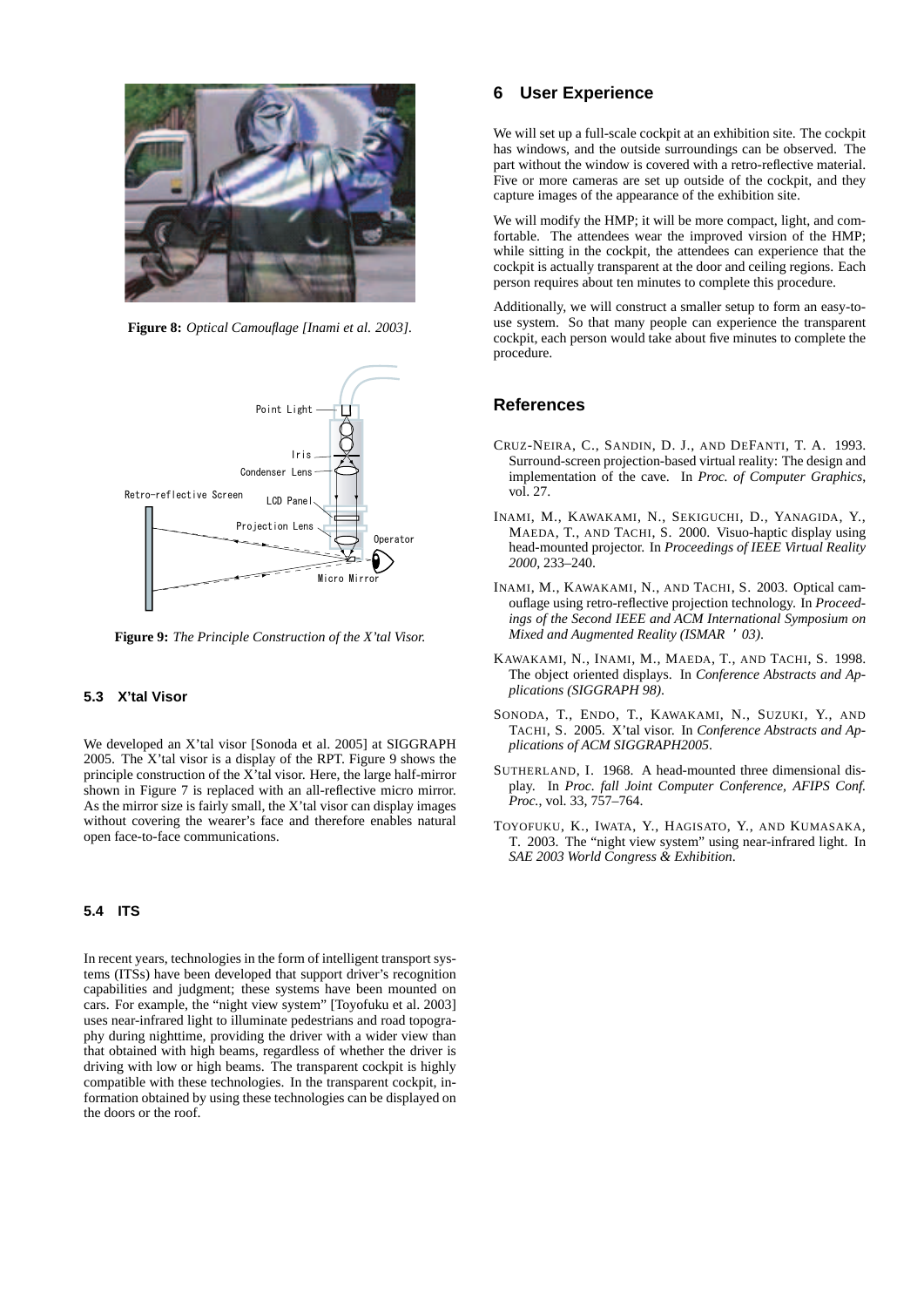Figure 8: *Optical Camouflage [Inami et al. 2003].*

Point Light
Iris
Condenser Lens
Retro-reflective Screen
LCD Panel
Projection Lens
Operator
Micro Mirror

Figure 9: *The Principle Construction of the X'tal Visor.*

### 5.3 X'tal Visor

We developed an X'tal visor [Sonoda et al. 2005] at SIGGRAPH 2005. The X'tal visor is a display of the RPT. Figure 9 shows the principle construction of the X'tal visor. Here, the large half-mirror shown in Figure 7 is replaced with an all-reflective micro mirror. As the mirror size is fairly small, the X'tal visor can display images without covering the wearer's face and therefore enables natural open face-to-face communications.

### 5.4 ITS

In recent years, technologies in the form of intelligent transport systems (ITSs) have been developed that support driver's recognition capabilities and judgment; these systems have been mounted on cars. For example, the "night view system" [Toyofuku et al. 2003] uses near-infrared light to illuminate pedestrians and road topography during nighttime, providing the driver with a wider view than that obtained with high beams, regardless of whether the driver is driving with low or high beams. The transparent cockpit is highly compatible with these technologies. In the transparent cockpit, information obtained by using these technologies can be displayed on the doors or the roof.

## 6 User Experience

We will set up a full-scale cockpit at an exhibition site. The cockpit has windows, and the outside surroundings can be observed. The part without the window is covered with a retro-reflective material. Five or more cameras are set up outside of the cockpit, and they capture images of the appearance of the exhibition site.

We will modify the HMP; it will be more compact, light, and comfortable. The attendees wear the improved virsion of the HMP; while sitting in the cockpit, the attendees can experience that the cockpit is actually transparent at the door and ceiling regions. Each person requires about ten minutes to complete this procedure.

Additionally, we will construct a smaller setup to form an easy-to-use system. So that many people can experience the transparent cockpit, each person would take about five minutes to complete the procedure.

## References

CRUZ-NEIRA, C., SANDIN, D. J., AND DEFANTI, T. A. 1993. Surround-screen projection-based virtual reality: The design and implementation of the cave. In *Proc. of Computer Graphics*, vol. 27.

INAMI, M., KAWAKAMI, N., SEKIGUCHI, D., YANAGIDA, Y., MAEDA, T., AND TACHI, S. 2000. Visuo-haptic display using head-mounted projector. In *Proceedings of IEEE Virtual Reality 2000*, 233–240.

INAMI, M., KAWAKAMI, N., AND TACHI, S. 2003. Optical camouflage using retro-reflective projection technology. In *Proceedings of the Second IEEE and ACM International Symposium on Mixed and Augmented Reality (ISMAR ' 03)*.

KAWAKAMI, N., INAMI, M., MAEDA, T., AND TACHI, S. 1998. The object oriented displays. In *Conference Abstracts and Applications (SIGGRAPH 98)*.

SONODA, T., ENDO, T., KAWAKAMI, N., SUZUKI, Y., AND TACHI, S. 2005. X'tal visor. In *Conference Abstracts and Applications of ACM SIGGRAPH2005*.

SUTHERLAND, I. 1968. A head-mounted three dimensional display. In *Proc. fall Joint Computer Conference, AFIPS Conf. Proc.*, vol. 33, 757–764.

TOYOFUKU, K., IWATA, Y., HAGISATO, Y., AND KUMASAKA, T. 2003. The "night view system" using near-infrared light. In *SAE 2003 World Congress & Exhibition*.